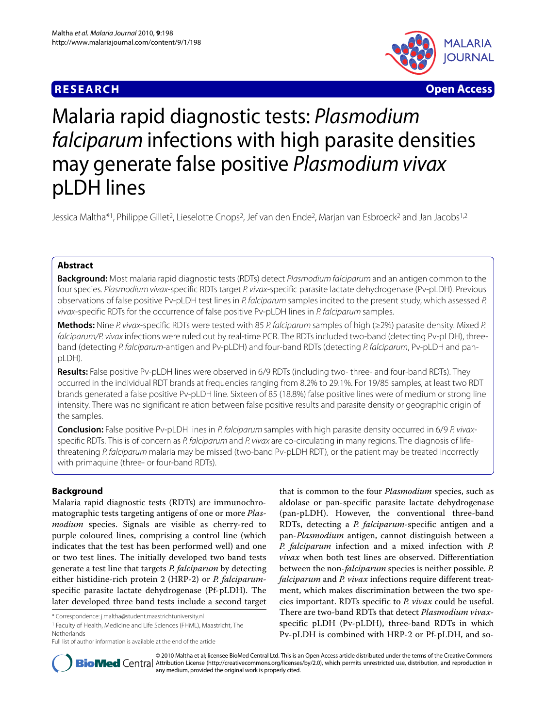**RESEARCH** **Open Access**

# Malaria rapid diagnostic tests: *Plasmodium falciparum* infections with high parasite densities may generate false positive *Plasmodium vivax* pLDH lines

Jessica Maltha*[1], Philippe Gillet[2], Lieselotte Cnops[2], Jef van den Ende[2], Marjan van Esbroeck[2] and Jan Jacobs[1,2]

## Abstract

**Background:** Most malaria rapid diagnostic tests (RDTs) detect *Plasmodium falciparum* and an antigen common to the four species. *Plasmodium vivax*-specific RDTs target *P. vivax*-specific parasite lactate dehydrogenase (Pv-pLDH). Previous observations of false positive Pv-pLDH test lines in *P. falciparum* samples incited to the present study, which assessed *P. vivax*-specific RDTs for the occurrence of false positive Pv-pLDH lines in *P. falciparum* samples.

**Methods:** Nine *P. vivax*-specific RDTs were tested with 85 *P. falciparum* samples of high (≥2%) parasite density. Mixed *P. falciparum/P. vivax* infections were ruled out by real-time PCR. The RDTs included two-band (detecting Pv-pLDH), three-band (detecting *P. falciparum*-antigen and Pv-pLDH) and four-band RDTs (detecting *P. falciparum*, Pv-pLDH and pan-pLDH).

**Results:** False positive Pv-pLDH lines were observed in 6/9 RDTs (including two- three- and four-band RDTs). They occurred in the individual RDT brands at frequencies ranging from 8.2% to 29.1%. For 19/85 samples, at least two RDT brands generated a false positive Pv-pLDH line. Sixteen of 85 (18.8%) false positive lines were of medium or strong line intensity. There was no significant relation between false positive results and parasite density or geographic origin of the samples.

**Conclusion:** False positive Pv-pLDH lines in *P. falciparum* samples with high parasite density occurred in 6/9 *P. vivax*-specific RDTs. This is of concern as *P. falciparum* and *P. vivax* are co-circulating in many regions. The diagnosis of life-threatening *P. falciparum* malaria may be missed (two-band Pv-pLDH RDT), or the patient may be treated incorrectly with primaquine (three- or four-band RDTs).

## Background

Malaria rapid diagnostic tests (RDTs) are immunochromatographic tests targeting antigens of one or more *Plasmodium* species. Signals are visible as cherry-red to purple coloured lines, comprising a control line (which indicates that the test has been performed well) and one or two test lines. The initially developed two band tests generate a test line that targets *P. falciparum* by detecting either histidine-rich protein 2 (HRP-2) or *P. falciparum*-specific parasite lactate dehydrogenase (Pf-pLDH). The later developed three band tests include a second target that is common to the four *Plasmodium* species, such as aldolase or pan-specific parasite lactate dehydrogenase (pan-pLDH). However, the conventional three-band RDTs, detecting a *P. falciparum*-specific antigen and a pan-*Plasmodium* antigen, cannot distinguish between a *P. falciparum* infection and a mixed infection with *P. vivax* when both test lines are observed. Differentiation between the non-*falciparum* species is neither possible. *P. falciparum* and *P. vivax* infections require different treatment, which makes discrimination between the two species important. RDTs specific to *P. vivax* could be useful. There are two-band RDTs that detect *Plasmodium vivax*-specific pLDH (Pv-pLDH), three-band RDTs in which Pv-pLDH is combined with HRP-2 or Pf-pLDH, and so-

\* Correspondence: j.maltha@student.maastrichtuniversity.nl
[1] Faculty of Health, Medicine and Life Sciences (FHML), Maastricht, The Netherlands
Full list of author information is available at the end of the article

© 2010 Maltha et al; licensee BioMed Central Ltd. This is an Open Access article distributed under the terms of the Creative Commons Attribution License (http://creativecommons.org/licenses/by/2.0), which permits unrestricted use, distribution, and reproduction in any medium, provided the original work is properly cited.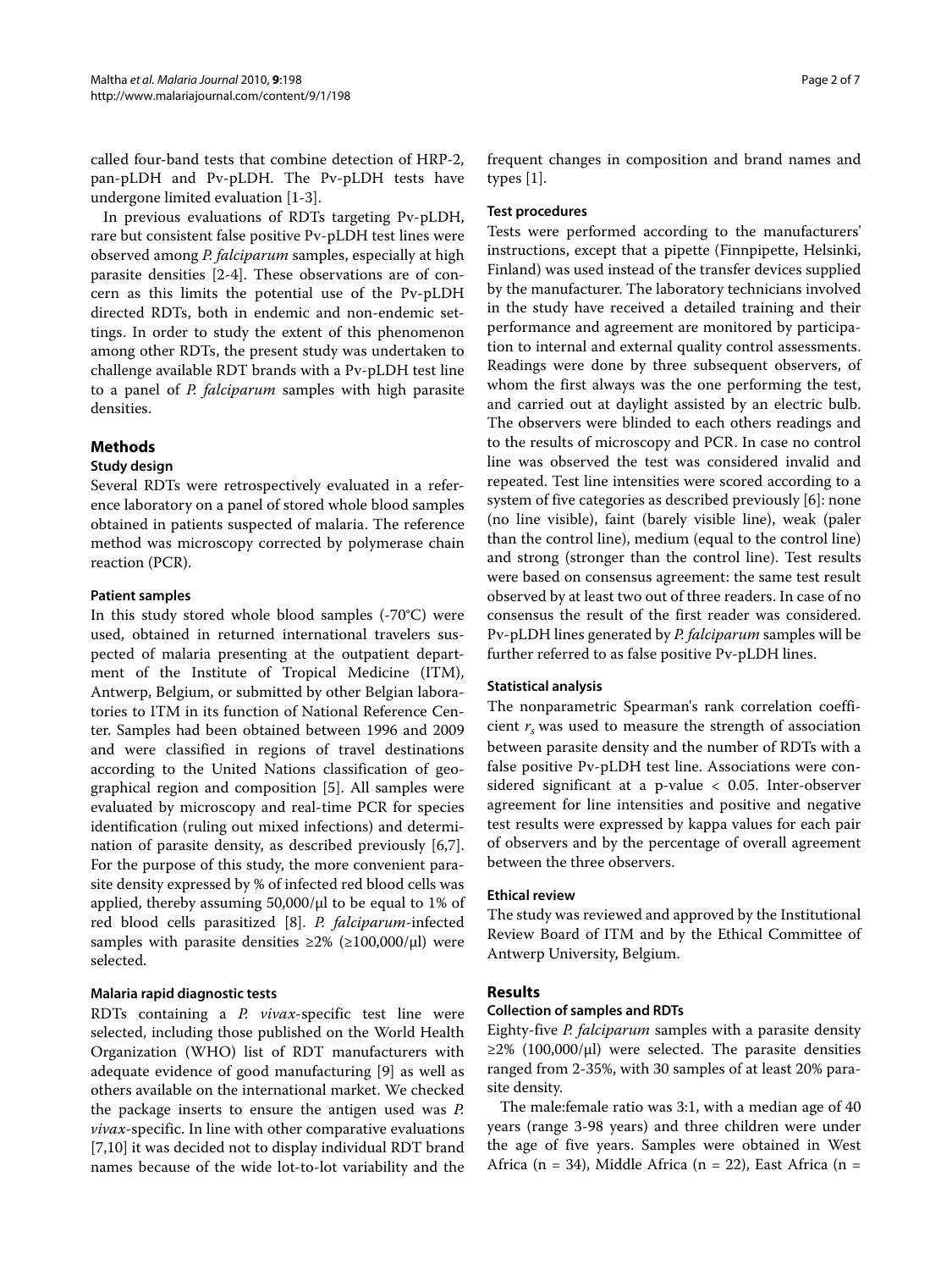called four-band tests that combine detection of HRP-2, pan-pLDH and Pv-pLDH. The Pv-pLDH tests have undergone limited evaluation [1-3].

In previous evaluations of RDTs targeting Pv-pLDH, rare but consistent false positive Pv-pLDH test lines were observed among *P. falciparum* samples, especially at high parasite densities [2-4]. These observations are of concern as this limits the potential use of the Pv-pLDH directed RDTs, both in endemic and non-endemic settings. In order to study the extent of this phenomenon among other RDTs, the present study was undertaken to challenge available RDT brands with a Pv-pLDH test line to a panel of *P. falciparum* samples with high parasite densities.

## Methods

### Study design

Several RDTs were retrospectively evaluated in a reference laboratory on a panel of stored whole blood samples obtained in patients suspected of malaria. The reference method was microscopy corrected by polymerase chain reaction (PCR).

### Patient samples

In this study stored whole blood samples (-70°C) were used, obtained in returned international travelers suspected of malaria presenting at the outpatient department of the Institute of Tropical Medicine (ITM), Antwerp, Belgium, or submitted by other Belgian laboratories to ITM in its function of National Reference Center. Samples had been obtained between 1996 and 2009 and were classified in regions of travel destinations according to the United Nations classification of geographical region and composition [5]. All samples were evaluated by microscopy and real-time PCR for species identification (ruling out mixed infections) and determination of parasite density, as described previously [6,7]. For the purpose of this study, the more convenient parasite density expressed by % of infected red blood cells was applied, thereby assuming 50,000/μl to be equal to 1% of red blood cells parasitized [8]. *P. falciparum*-infected samples with parasite densities ≥2% (≥100,000/μl) were selected.

### Malaria rapid diagnostic tests

RDTs containing a *P. vivax*-specific test line were selected, including those published on the World Health Organization (WHO) list of RDT manufacturers with adequate evidence of good manufacturing [9] as well as others available on the international market. We checked the package inserts to ensure the antigen used was *P. vivax*-specific. In line with other comparative evaluations [7,10] it was decided not to display individual RDT brand names because of the wide lot-to-lot variability and the frequent changes in composition and brand names and types [1].

### Test procedures

Tests were performed according to the manufacturers' instructions, except that a pipette (Finnpipette, Helsinki, Finland) was used instead of the transfer devices supplied by the manufacturer. The laboratory technicians involved in the study have received a detailed training and their performance and agreement are monitored by participation to internal and external quality control assessments. Readings were done by three subsequent observers, of whom the first always was the one performing the test, and carried out at daylight assisted by an electric bulb. The observers were blinded to each others readings and to the results of microscopy and PCR. In case no control line was observed the test was considered invalid and repeated. Test line intensities were scored according to a system of five categories as described previously [6]: none (no line visible), faint (barely visible line), weak (paler than the control line), medium (equal to the control line) and strong (stronger than the control line). Test results were based on consensus agreement: the same test result observed by at least two out of three readers. In case of no consensus the result of the first reader was considered. Pv-pLDH lines generated by *P. falciparum* samples will be further referred to as false positive Pv-pLDH lines.

### Statistical analysis

The nonparametric Spearman's rank correlation coefficient $r_s$ was used to measure the strength of association between parasite density and the number of RDTs with a false positive Pv-pLDH test line. Associations were considered significant at a p-value < 0.05. Inter-observer agreement for line intensities and positive and negative test results were expressed by kappa values for each pair of observers and by the percentage of overall agreement between the three observers.

### Ethical review

The study was reviewed and approved by the Institutional Review Board of ITM and by the Ethical Committee of Antwerp University, Belgium.

## Results

### Collection of samples and RDTs

Eighty-five *P. falciparum* samples with a parasite density ≥2% (100,000/μl) were selected. The parasite densities ranged from 2-35%, with 30 samples of at least 20% parasite density.

The male:female ratio was 3:1, with a median age of 40 years (range 3-98 years) and three children were under the age of five years. Samples were obtained in West Africa (n = 34), Middle Africa (n = 22), East Africa (n =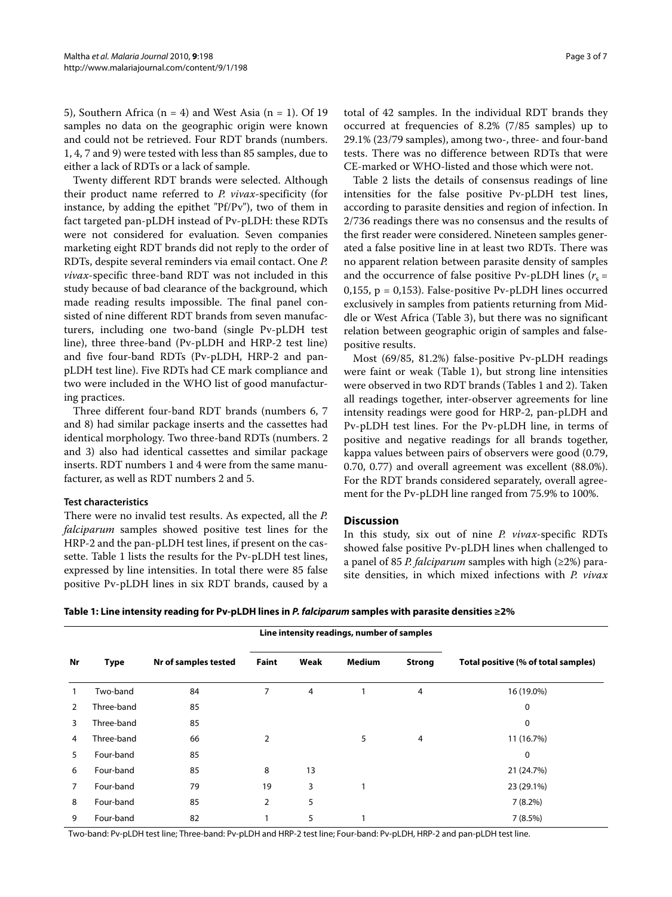5), Southern Africa (n = 4) and West Asia (n = 1). Of 19 samples no data on the geographic origin were known and could not be retrieved. Four RDT brands (numbers. 1, 4, 7 and 9) were tested with less than 85 samples, due to either a lack of RDTs or a lack of sample.

Twenty different RDT brands were selected. Although their product name referred to *P. vivax*-specificity (for instance, by adding the epithet "Pf/Pv"), two of them in fact targeted pan-pLDH instead of Pv-pLDH: these RDTs were not considered for evaluation. Seven companies marketing eight RDT brands did not reply to the order of RDTs, despite several reminders via email contact. One *P. vivax*-specific three-band RDT was not included in this study because of bad clearance of the background, which made reading results impossible. The final panel consisted of nine different RDT brands from seven manufacturers, including one two-band (single Pv-pLDH test line), three three-band (Pv-pLDH and HRP-2 test line) and five four-band RDTs (Pv-pLDH, HRP-2 and pan-pLDH test line). Five RDTs had CE mark compliance and two were included in the WHO list of good manufacturing practices.

Three different four-band RDT brands (numbers 6, 7 and 8) had similar package inserts and the cassettes had identical morphology. Two three-band RDTs (numbers. 2 and 3) also had identical cassettes and similar package inserts. RDT numbers 1 and 4 were from the same manufacturer, as well as RDT numbers 2 and 5.

### Test characteristics

There were no invalid test results. As expected, all the *P. falciparum* samples showed positive test lines for the HRP-2 and the pan-pLDH test lines, if present on the cassette. Table 1 lists the results for the Pv-pLDH test lines, expressed by line intensities. In total there were 85 false positive Pv-pLDH lines in six RDT brands, caused by a total of 42 samples. In the individual RDT brands they occurred at frequencies of 8.2% (7/85 samples) up to 29.1% (23/79 samples), among two-, three- and four-band tests. There was no difference between RDTs that were CE-marked or WHO-listed and those which were not.

Table 2 lists the details of consensus readings of line intensities for the false positive Pv-pLDH test lines, according to parasite densities and region of infection. In 2/736 readings there was no consensus and the results of the first reader were considered. Nineteen samples generated a false positive line in at least two RDTs. There was no apparent relation between parasite density of samples and the occurrence of false positive Pv-pLDH lines ($r_s$ = 0,155, p = 0,153). False-positive Pv-pLDH lines occurred exclusively in samples from patients returning from Middle or West Africa (Table 3), but there was no significant relation between geographic origin of samples and false-positive results.

Most (69/85, 81.2%) false-positive Pv-pLDH readings were faint or weak (Table 1), but strong line intensities were observed in two RDT brands (Tables 1 and 2). Taken all readings together, inter-observer agreements for line intensity readings were good for HRP-2, pan-pLDH and Pv-pLDH test lines. For the Pv-pLDH line, in terms of positive and negative readings for all brands together, kappa values between pairs of observers were good (0.79, 0.70, 0.77) and overall agreement was excellent (88.0%). For the RDT brands considered separately, overall agreement for the Pv-pLDH line ranged from 75.9% to 100%.

## Discussion

In this study, six out of nine *P. vivax*-specific RDTs showed false positive Pv-pLDH lines when challenged to a panel of 85 *P. falciparum* samples with high (≥2%) parasite densities, in which mixed infections with *P. vivax*

**Table 1: Line intensity reading for Pv-pLDH lines in *P. falciparum* samples with parasite densities ≥2%**

| Nr | Type | Nr of samples tested | Line intensity readings, number of samples | | | | Total positive (% of total samples) |
|---|---|---|---|---|---|---|---|
| | | | Faint | Weak | Medium | Strong | |
| 1 | Two-band | 84 | 7 | 4 | 1 | 4 | 16 (19.0%) |
| 2 | Three-band | 85 | | | | | 0 |
| 3 | Three-band | 85 | | | | | 0 |
| 4 | Three-band | 66 | 2 | | 5 | 4 | 11 (16.7%) |
| 5 | Four-band | 85 | | | | | 0 |
| 6 | Four-band | 85 | 8 | 13 | | | 21 (24.7%) |
| 7 | Four-band | 79 | 19 | 3 | 1 | | 23 (29.1%) |
| 8 | Four-band | 85 | 2 | 5 | | | 7 (8.2%) |
| 9 | Four-band | 82 | 1 | 5 | 1 | | 7 (8.5%) |

Two-band: Pv-pLDH test line; Three-band: Pv-pLDH and HRP-2 test line; Four-band: Pv-pLDH, HRP-2 and pan-pLDH test line.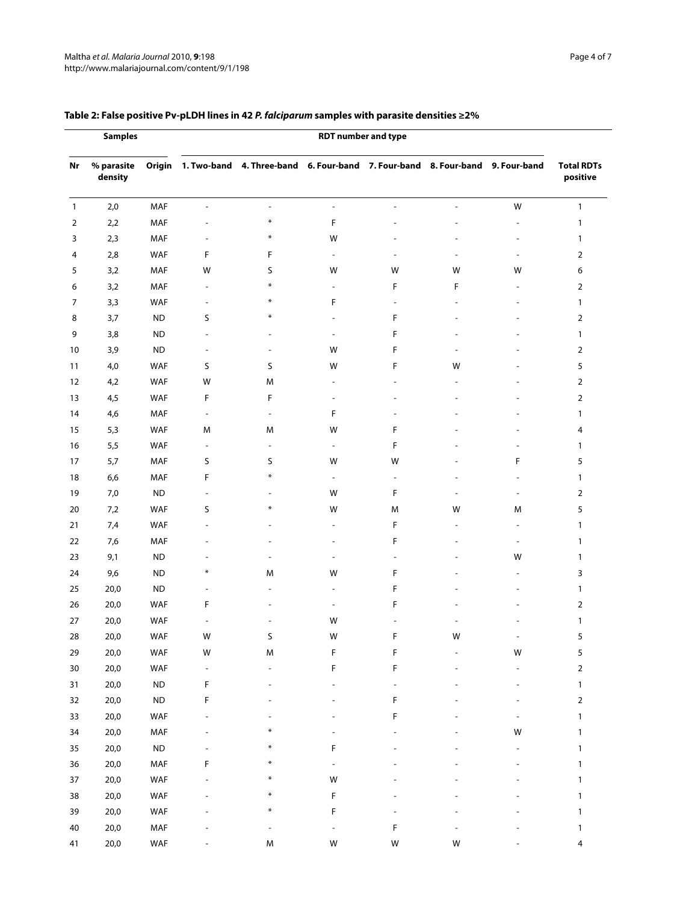**Table 2: False positive Pv-pLDH lines in 42 *P. falciparum* samples with parasite densities ≥2%**

| Samples | | | RDT number and type | | | | | | |
|---|---|---|---|---|---|---|---|---|---|
| Nr | % parasite density | Origin | 1. Two-band | 4. Three-band | 6. Four-band | 7. Four-band | 8. Four-band | 9. Four-band | Total RDTs positive |
| 1 | 2,0 | MAF | - | - | - | - | - | W | 1 |
| 2 | 2,2 | MAF | - | * | F | - | - | - | 1 |
| 3 | 2,3 | MAF | - | * | W | - | - | - | 1 |
| 4 | 2,8 | WAF | F | F | - | - | - | - | 2 |
| 5 | 3,2 | MAF | W | S | W | W | W | W | 6 |
| 6 | 3,2 | MAF | - | * | - | F | F | - | 2 |
| 7 | 3,3 | WAF | - | * | F | - | - | - | 1 |
| 8 | 3,7 | ND | S | * | - | F | - | - | 2 |
| 9 | 3,8 | ND | - | - | - | F | - | - | 1 |
| 10 | 3,9 | ND | - | - | W | F | - | - | 2 |
| 11 | 4,0 | WAF | S | S | W | F | W | - | 5 |
| 12 | 4,2 | WAF | W | M | - | - | - | - | 2 |
| 13 | 4,5 | WAF | F | F | - | - | - | - | 2 |
| 14 | 4,6 | MAF | - | - | F | - | - | - | 1 |
| 15 | 5,3 | WAF | M | M | W | F | - | - | 4 |
| 16 | 5,5 | WAF | - | - | - | F | - | - | 1 |
| 17 | 5,7 | MAF | S | S | W | W | - | F | 5 |
| 18 | 6,6 | MAF | F | * | - | - | - | - | 1 |
| 19 | 7,0 | ND | - | - | W | F | - | - | 2 |
| 20 | 7,2 | WAF | S | * | W | M | W | M | 5 |
| 21 | 7,4 | WAF | - | - | - | F | - | - | 1 |
| 22 | 7,6 | MAF | - | - | - | F | - | - | 1 |
| 23 | 9,1 | ND | - | - | - | - | - | W | 1 |
| 24 | 9,6 | ND | * | M | W | F | - | - | 3 |
| 25 | 20,0 | ND | - | - | - | F | - | - | 1 |
| 26 | 20,0 | WAF | F | - | - | F | - | - | 2 |
| 27 | 20,0 | WAF | - | - | W | - | - | - | 1 |
| 28 | 20,0 | WAF | W | S | W | F | W | - | 5 |
| 29 | 20,0 | WAF | W | M | F | F | - | W | 5 |
| 30 | 20,0 | WAF | - | - | F | F | - | - | 2 |
| 31 | 20,0 | ND | F | - | - | - | - | - | 1 |
| 32 | 20,0 | ND | F | - | - | F | - | - | 2 |
| 33 | 20,0 | WAF | - | - | - | F | - | - | 1 |
| 34 | 20,0 | MAF | - | * | - | - | - | W | 1 |
| 35 | 20,0 | ND | - | * | F | - | - | - | 1 |
| 36 | 20,0 | MAF | F | * | - | - | - | - | 1 |
| 37 | 20,0 | WAF | - | * | W | - | - | - | 1 |
| 38 | 20,0 | WAF | - | * | F | - | - | - | 1 |
| 39 | 20,0 | WAF | - | * | F | - | - | - | 1 |
| 40 | 20,0 | MAF | - | - | - | F | - | - | 1 |
| 41 | 20,0 | WAF | - | M | W | W | W | - | 4 |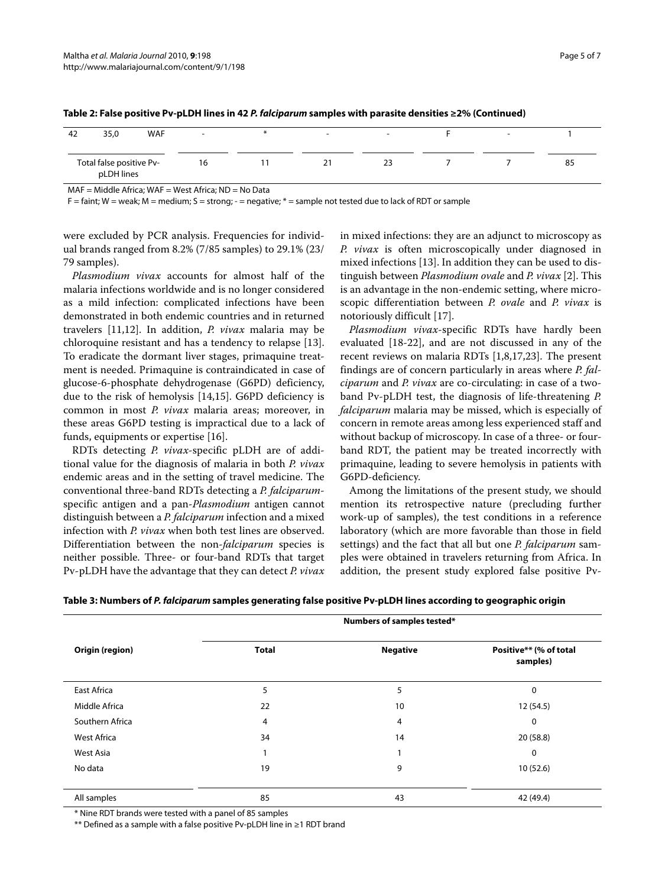**Table 2: False positive Pv-pLDH lines in 42 *P. falciparum* samples with parasite densities ≥2% (Continued)**

| | | | | | | | | | |
|---|---|---|---|---|---|---|---|---|---|
| 42 | 35,0 | WAF | - | * | - | - | F | - | 1 |
| Total false positive Pv-pLDH lines | | | 16 | 11 | 21 | 23 | 7 | 7 | 85 |

MAF = Middle Africa; WAF = West Africa; ND = No Data

F = faint; W = weak; M = medium; S = strong; - = negative; * = sample not tested due to lack of RDT or sample

were excluded by PCR analysis. Frequencies for individual brands ranged from 8.2% (7/85 samples) to 29.1% (23/79 samples).

*Plasmodium vivax* accounts for almost half of the malaria infections worldwide and is no longer considered as a mild infection: complicated infections have been demonstrated in both endemic countries and in returned travelers [11,12]. In addition, *P. vivax* malaria may be chloroquine resistant and has a tendency to relapse [13]. To eradicate the dormant liver stages, primaquine treatment is needed. Primaquine is contraindicated in case of glucose-6-phosphate dehydrogenase (G6PD) deficiency, due to the risk of hemolysis [14,15]. G6PD deficiency is common in most *P. vivax* malaria areas; moreover, in these areas G6PD testing is impractical due to a lack of funds, equipments or expertise [16].

RDTs detecting *P. vivax*-specific pLDH are of additional value for the diagnosis of malaria in both *P. vivax* endemic areas and in the setting of travel medicine. The conventional three-band RDTs detecting a *P. falciparum*-specific antigen and a pan-*Plasmodium* antigen cannot distinguish between a *P. falciparum* infection and a mixed infection with *P. vivax* when both test lines are observed. Differentiation between the non-*falciparum* species is neither possible. Three- or four-band RDTs that target Pv-pLDH have the advantage that they can detect *P. vivax* in mixed infections: they are an adjunct to microscopy as *P. vivax* is often microscopically under diagnosed in mixed infections [13]. In addition they can be used to distinguish between *Plasmodium ovale* and *P. vivax* [2]. This is an advantage in the non-endemic setting, where microscopic differentiation between *P. ovale* and *P. vivax* is notoriously difficult [17].

*Plasmodium vivax*-specific RDTs have hardly been evaluated [18-22], and are not discussed in any of the recent reviews on malaria RDTs [1,8,17,23]. The present findings are of concern particularly in areas where *P. falciparum* and *P. vivax* are co-circulating: in case of a two-band Pv-pLDH test, the diagnosis of life-threatening *P. falciparum* malaria may be missed, which is especially of concern in remote areas among less experienced staff and without backup of microscopy. In case of a three- or four-band RDT, the patient may be treated incorrectly with primaquine, leading to severe hemolysis in patients with G6PD-deficiency.

Among the limitations of the present study, we should mention its retrospective nature (precluding further work-up of samples), the test conditions in a reference laboratory (which are more favorable than those in field settings) and the fact that all but one *P. falciparum* samples were obtained in travelers returning from Africa. In addition, the present study explored false positive Pv-

**Table 3: Numbers of *P. falciparum* samples generating false positive Pv-pLDH lines according to geographic origin**

| Origin (region) | Numbers of samples tested* | | |
|---|---|---|---|
| | **Total** | **Negative** | **Positive** (% of total samples)** |
| East Africa | 5 | 5 | 0 |
| Middle Africa | 22 | 10 | 12 (54.5) |
| Southern Africa | 4 | 4 | 0 |
| West Africa | 34 | 14 | 20 (58.8) |
| West Asia | 1 | 1 | 0 |
| No data | 19 | 9 | 10 (52.6) |
| All samples | 85 | 43 | 42 (49.4) |

* Nine RDT brands were tested with a panel of 85 samples

** Defined as a sample with a false positive Pv-pLDH line in ≥1 RDT brand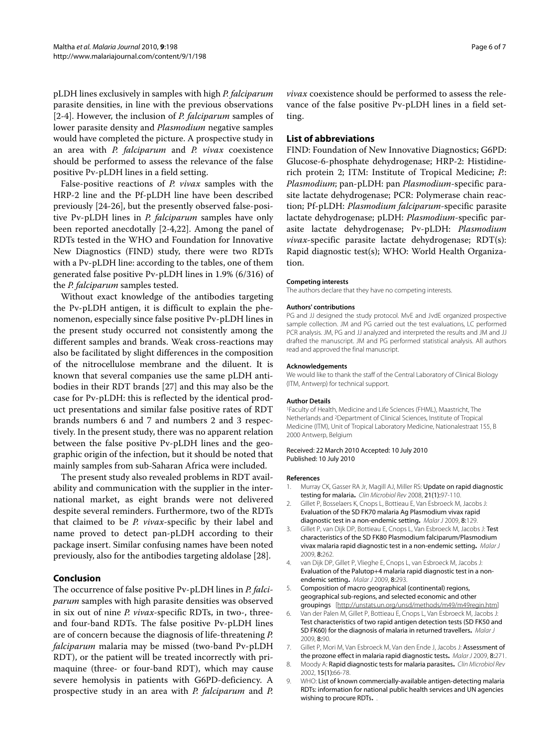pLDH lines exclusively in samples with high *P. falciparum* parasite densities, in line with the previous observations [2-4]. However, the inclusion of *P. falciparum* samples of lower parasite density and *Plasmodium* negative samples would have completed the picture. A prospective study in an area with *P. falciparum* and *P. vivax* coexistence should be performed to assess the relevance of the false positive Pv-pLDH lines in a field setting.

False-positive reactions of *P. vivax* samples with the HRP-2 line and the Pf-pLDH line have been described previously [24-26], but the presently observed false-positive Pv-pLDH lines in *P. falciparum* samples have only been reported anecdotally [2-4,22]. Among the panel of RDTs tested in the WHO and Foundation for Innovative New Diagnostics (FIND) study, there were two RDTs with a Pv-pLDH line: according to the tables, one of them generated false positive Pv-pLDH lines in 1.9% (6/316) of the *P. falciparum* samples tested.

Without exact knowledge of the antibodies targeting the Pv-pLDH antigen, it is difficult to explain the phenomenon, especially since false positive Pv-pLDH lines in the present study occurred not consistently among the different samples and brands. Weak cross-reactions may also be facilitated by slight differences in the composition of the nitrocellulose membrane and the diluent. It is known that several companies use the same pLDH antibodies in their RDT brands [27] and this may also be the case for Pv-pLDH: this is reflected by the identical product presentations and similar false positive rates of RDT brands numbers 6 and 7 and numbers 2 and 3 respectively. In the present study, there was no apparent relation between the false positive Pv-pLDH lines and the geographic origin of the infection, but it should be noted that mainly samples from sub-Saharan Africa were included.

The present study also revealed problems in RDT availability and communication with the supplier in the international market, as eight brands were not delivered despite several reminders. Furthermore, two of the RDTs that claimed to be *P. vivax*-specific by their label and name proved to detect pan-pLDH according to their package insert. Similar confusing names have been noted previously, also for the antibodies targeting aldolase [28].

## Conclusion

The occurrence of false positive Pv-pLDH lines in *P. falciparum* samples with high parasite densities was observed in six out of nine *P. vivax*-specific RDTs, in two-, three- and four-band RDTs. The false positive Pv-pLDH lines are of concern because the diagnosis of life-threatening *P. falciparum* malaria may be missed (two-band Pv-pLDH RDT), or the patient will be treated incorrectly with primaquine (three- or four-band RDT), which may cause severe hemolysis in patients with G6PD-deficiency. A prospective study in an area with *P. falciparum* and *P. vivax* coexistence should be performed to assess the relevance of the false positive Pv-pLDH lines in a field setting.

## List of abbreviations

FIND: Foundation of New Innovative Diagnostics; G6PD: Glucose-6-phosphate dehydrogenase; HRP-2: Histidine-rich protein 2; ITM: Institute of Tropical Medicine; *P.*: *Plasmodium*; pan-pLDH: pan *Plasmodium*-specific parasite lactate dehydrogenase; PCR: Polymerase chain reaction; Pf-pLDH: *Plasmodium falciparum*-specific parasite lactate dehydrogenase; pLDH: *Plasmodium*-specific parasite lactate dehydrogenase; Pv-pLDH: *Plasmodium vivax*-specific parasite lactate dehydrogenase; RDT(s): Rapid diagnostic test(s); WHO: World Health Organization.

#### Competing interests

The authors declare that they have no competing interests.

#### Authors' contributions

PG and JJ designed the study protocol. MvE and JvdE organized prospective sample collection. JM and PG carried out the test evaluations, LC performed PCR analysis. JM, PG and JJ analyzed and interpreted the results and JM and JJ drafted the manuscript. JM and PG performed statistical analysis. All authors read and approved the final manuscript.

#### Acknowledgements

We would like to thank the staff of the Central Laboratory of Clinical Biology (ITM, Antwerp) for technical support.

#### Author Details

[1]Faculty of Health, Medicine and Life Sciences (FHML), Maastricht, The Netherlands and [2]Department of Clinical Sciences, Institute of Tropical Medicine (ITM), Unit of Tropical Laboratory Medicine, Nationalestraat 155, B 2000 Antwerp, Belgium

Received: 22 March 2010 Accepted: 10 July 2010
Published: 10 July 2010

#### References

1. Murray CK, Gasser RA Jr, Magill AJ, Miller RS: **Update on rapid diagnostic testing for malaria.** *Clin Microbiol Rev* 2008, **21(1):**97-110.
2. Gillet P, Bosselaers K, Cnops L, Bottieau E, Van Esbroeck M, Jacobs J: **Evaluation of the SD FK70 malaria Ag Plasmodium vivax rapid diagnostic test in a non-endemic setting.** *Malar J* 2009, **8:**129.
3. Gillet P, van Dijk DP, Bottieau E, Cnops L, Van Esbroeck M, Jacobs J: **Test characteristics of the SD FK80 Plasmodium falciparum/Plasmodium vivax malaria rapid diagnostic test in a non-endemic setting.** *Malar J* 2009, **8:**262.
4. van Dijk DP, Gillet P, Vlieghe E, Cnops L, van Esbroeck M, Jacobs J: **Evaluation of the Palutop+4 malaria rapid diagnostic test in a non-endemic setting.** *Malar J* 2009, **8:**293.
5. **Composition of macro geographical (continental) regions, geographical sub-regions, and selected economic and other groupings** [http://unstats.un.org/unsd/methods/m49/m49regin.htm]
6. Van der Palen M, Gillet P, Bottieau E, Cnops L, Van Esbroeck M, Jacobs J: **Test characteristics of two rapid antigen detection tests (SD FK50 and SD FK60) for the diagnosis of malaria in returned travellers.** *Malar J* 2009, **8:**90.
7. Gillet P, Mori M, Van Esbroeck M, Van den Ende J, Jacobs J: **Assessment of the prozone effect in malaria rapid diagnostic tests.** *Malar J* 2009, **8:**271.
8. Moody A: **Rapid diagnostic tests for malaria parasites.** *Clin Microbiol Rev* 2002, **15(1):**66-78.
9. WHO: **List of known commercially-available antigen-detecting malaria RDTs: information for national public health services and UN agencies wishing to procure RDTs.** .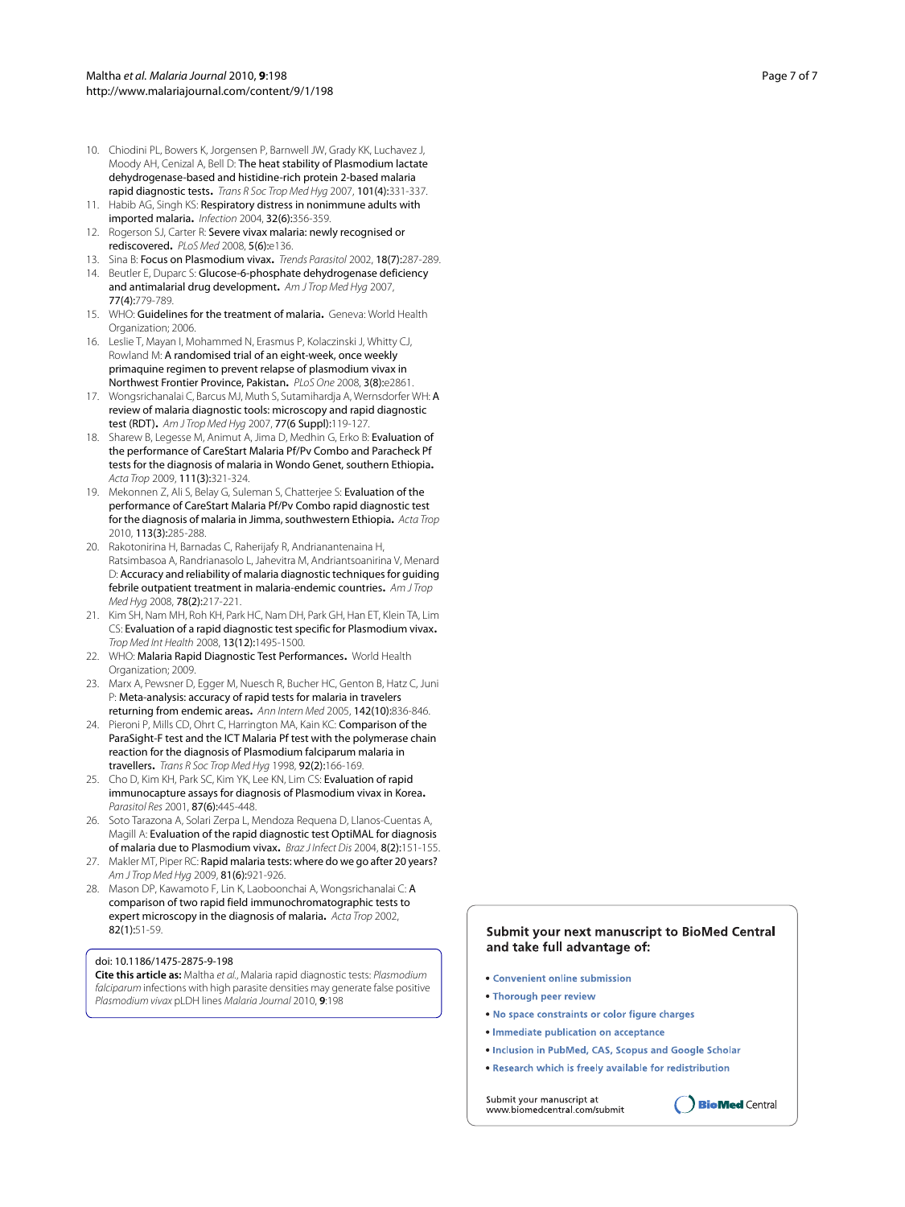10. Chiodini PL, Bowers K, Jorgensen P, Barnwell JW, Grady KK, Luchavez J, Moody AH, Cenizal A, Bell D: **The heat stability of Plasmodium lactate dehydrogenase-based and histidine-rich protein 2-based malaria rapid diagnostic tests.** *Trans R Soc Trop Med Hyg* 2007, **101(4)**:331-337.
11. Habib AG, Singh KS: **Respiratory distress in nonimmune adults with imported malaria.** *Infection* 2004, **32(6)**:356-359.
12. Rogerson SJ, Carter R: **Severe vivax malaria: newly recognised or rediscovered.** *PLoS Med* 2008, **5(6)**:e136.
13. Sina B: **Focus on Plasmodium vivax.** *Trends Parasitol* 2002, **18(7)**:287-289.
14. Beutler E, Duparc S: **Glucose-6-phosphate dehydrogenase deficiency and antimalarial drug development.** *Am J Trop Med Hyg* 2007, **77(4)**:779-789.
15. WHO: **Guidelines for the treatment of malaria.** Geneva: World Health Organization; 2006.
16. Leslie T, Mayan I, Mohammed N, Erasmus P, Kolaczinski J, Whitty CJ, Rowland M: **A randomised trial of an eight-week, once weekly primaquine regimen to prevent relapse of plasmodium vivax in Northwest Frontier Province, Pakistan.** *PLoS One* 2008, **3(8)**:e2861.
17. Wongsrichanalai C, Barcus MJ, Muth S, Sutamihardja A, Wernsdorfer WH: **A review of malaria diagnostic tools: microscopy and rapid diagnostic test (RDT).** *Am J Trop Med Hyg* 2007, **77(6 Suppl)**:119-127.
18. Sharew B, Legesse M, Animut A, Jima D, Medhin G, Erko B: **Evaluation of the performance of CareStart Malaria Pf/Pv Combo and Paracheck Pf tests for the diagnosis of malaria in Wondo Genet, southern Ethiopia.** *Acta Trop* 2009, **111(3)**:321-324.
19. Mekonnen Z, Ali S, Belay G, Suleman S, Chatterjee S: **Evaluation of the performance of CareStart Malaria Pf/Pv Combo rapid diagnostic test for the diagnosis of malaria in Jimma, southwestern Ethiopia.** *Acta Trop* 2010, **113(3)**:285-288.
20. Rakotonirina H, Barnadas C, Raherijafy R, Andrianantenaina H, Ratsimbasoa A, Randrianasolo L, Jahevitra M, Andriantsoanirina V, Menard D: **Accuracy and reliability of malaria diagnostic techniques for guiding febrile outpatient treatment in malaria-endemic countries.** *Am J Trop Med Hyg* 2008, **78(2)**:217-221.
21. Kim SH, Nam MH, Roh KH, Park HC, Nam DH, Park GH, Han ET, Klein TA, Lim CS: **Evaluation of a rapid diagnostic test specific for Plasmodium vivax.** *Trop Med Int Health* 2008, **13(12)**:1495-1500.
22. WHO: **Malaria Rapid Diagnostic Test Performances.** World Health Organization; 2009.
23. Marx A, Pewsner D, Egger M, Nuesch R, Bucher HC, Genton B, Hatz C, Juni P: **Meta-analysis: accuracy of rapid tests for malaria in travelers returning from endemic areas.** *Ann Intern Med* 2005, **142(10)**:836-846.
24. Pieroni P, Mills CD, Ohrt C, Harrington MA, Kain KC: **Comparison of the ParaSight-F test and the ICT Malaria Pf test with the polymerase chain reaction for the diagnosis of Plasmodium falciparum malaria in travellers.** *Trans R Soc Trop Med Hyg* 1998, **92(2)**:166-169.
25. Cho D, Kim KH, Park SC, Kim YK, Lee KN, Lim CS: **Evaluation of rapid immunocapture assays for diagnosis of Plasmodium vivax in Korea.** *Parasitol Res* 2001, **87(6)**:445-448.
26. Soto Tarazona A, Solari Zerpa L, Mendoza Requena D, Llanos-Cuentas A, Magill A: **Evaluation of the rapid diagnostic test OptiMAL for diagnosis of malaria due to Plasmodium vivax.** *Braz J Infect Dis* 2004, **8(2)**:151-155.
27. Makler MT, Piper RC: **Rapid malaria tests: where do we go after 20 years?** *Am J Trop Med Hyg* 2009, **81(6)**:921-926.
28. Mason DP, Kawamoto F, Lin K, Laoboonchai A, Wongsrichanalai C: **A comparison of two rapid field immunochromatographic tests to expert microscopy in the diagnosis of malaria.** *Acta Trop* 2002, **82(1)**:51-59.

doi: 10.1186/1475-2875-9-198

**Cite this article as:** Maltha *et al.*, Malaria rapid diagnostic tests: *Plasmodium falciparum* infections with high parasite densities may generate false positive *Plasmodium vivax* pLDH lines *Malaria Journal* 2010, **9**:198

**Submit your next manuscript to BioMed Central and take full advantage of:**

- **Convenient online submission**
- **Thorough peer review**
- **No space constraints or color figure charges**
- **Immediate publication on acceptance**
- **Inclusion in PubMed, CAS, Scopus and Google Scholar**
- **Research which is freely available for redistribution**

Submit your manuscript at
www.biomedcentral.com/submit

BioMed Central